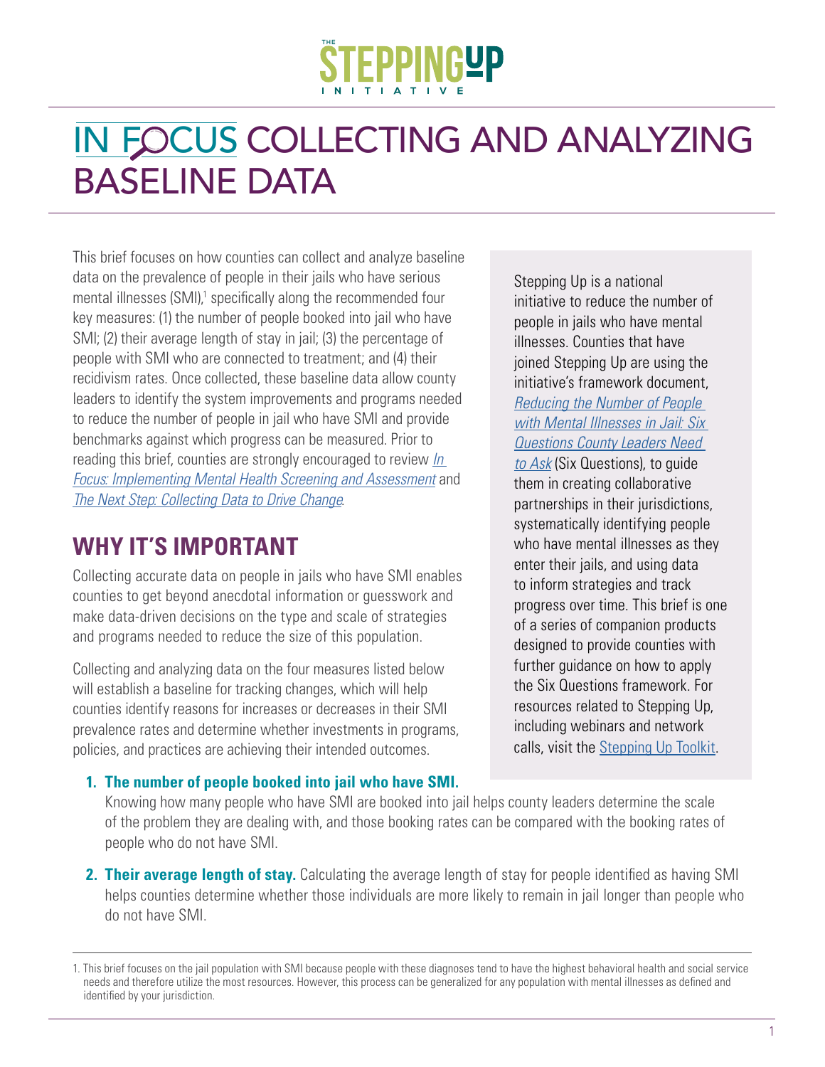THE STEPPING UP INITIATIVE

# IN FOCUS COLLECTING AND ANALYZING BASELINE DATA

This brief focuses on how counties can collect and analyze baseline data on the prevalence of people in their jails who have serious mental illnesses (SMI),[1] specifically along the recommended four key measures: (1) the number of people booked into jail who have SMI; (2) their average length of stay in jail; (3) the percentage of people with SMI who are connected to treatment; and (4) their recidivism rates. Once collected, these baseline data allow county leaders to identify the system improvements and programs needed to reduce the number of people in jail who have SMI and provide benchmarks against which progress can be measured. Prior to reading this brief, counties are strongly encouraged to review *In Focus: Implementing Mental Health Screening and Assessment* and *The Next Step: Collecting Data to Drive Change*.

> Stepping Up is a national initiative to reduce the number of people in jails who have mental illnesses. Counties that have joined Stepping Up are using the initiative's framework document, *Reducing the Number of People with Mental Illnesses in Jail: Six Questions County Leaders Need to Ask* (Six Questions), to guide them in creating collaborative partnerships in their jurisdictions, systematically identifying people who have mental illnesses as they enter their jails, and using data to inform strategies and track progress over time. This brief is one of a series of companion products designed to provide counties with further guidance on how to apply the Six Questions framework. For resources related to Stepping Up, including webinars and network calls, visit the Stepping Up Toolkit.

## WHY IT'S IMPORTANT

Collecting accurate data on people in jails who have SMI enables counties to get beyond anecdotal information or guesswork and make data-driven decisions on the type and scale of strategies and programs needed to reduce the size of this population.

Collecting and analyzing data on the four measures listed below will establish a baseline for tracking changes, which will help counties identify reasons for increases or decreases in their SMI prevalence rates and determine whether investments in programs, policies, and practices are achieving their intended outcomes.

1. **The number of people booked into jail who have SMI.** Knowing how many people who have SMI are booked into jail helps county leaders determine the scale of the problem they are dealing with, and those booking rates can be compared with the booking rates of people who do not have SMI.
2. **Their average length of stay.** Calculating the average length of stay for people identified as having SMI helps counties determine whether those individuals are more likely to remain in jail longer than people who do not have SMI.

---

1. This brief focuses on the jail population with SMI because people with these diagnoses tend to have the highest behavioral health and social service needs and therefore utilize the most resources. However, this process can be generalized for any population with mental illnesses as defined and identified by your jurisdiction.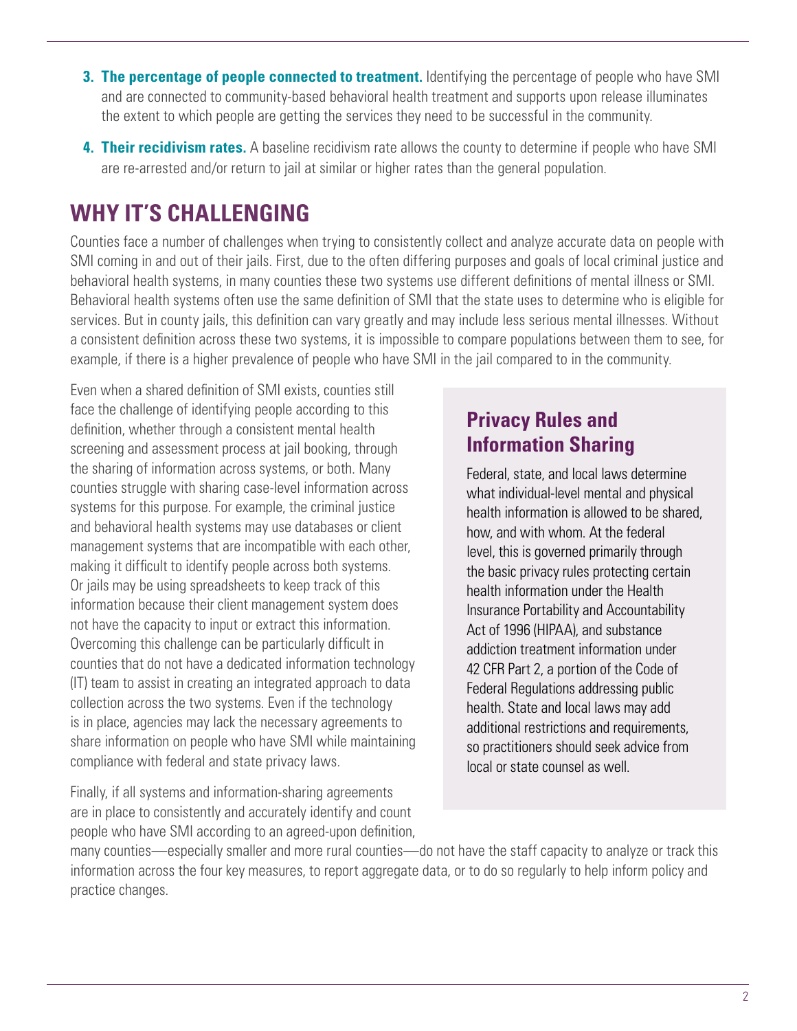3. **The percentage of people connected to treatment.** Identifying the percentage of people who have SMI and are connected to community-based behavioral health treatment and supports upon release illuminates the extent to which people are getting the services they need to be successful in the community.

4. **Their recidivism rates.** A baseline recidivism rate allows the county to determine if people who have SMI are re-arrested and/or return to jail at similar or higher rates than the general population.

## WHY IT'S CHALLENGING

Counties face a number of challenges when trying to consistently collect and analyze accurate data on people with SMI coming in and out of their jails. First, due to the often differing purposes and goals of local criminal justice and behavioral health systems, in many counties these two systems use different definitions of mental illness or SMI. Behavioral health systems often use the same definition of SMI that the state uses to determine who is eligible for services. But in county jails, this definition can vary greatly and may include less serious mental illnesses. Without a consistent definition across these two systems, it is impossible to compare populations between them to see, for example, if there is a higher prevalence of people who have SMI in the jail compared to in the community.

Even when a shared definition of SMI exists, counties still face the challenge of identifying people according to this definition, whether through a consistent mental health screening and assessment process at jail booking, through the sharing of information across systems, or both. Many counties struggle with sharing case-level information across systems for this purpose. For example, the criminal justice and behavioral health systems may use databases or client management systems that are incompatible with each other, making it difficult to identify people across both systems. Or jails may be using spreadsheets to keep track of this information because their client management system does not have the capacity to input or extract this information. Overcoming this challenge can be particularly difficult in counties that do not have a dedicated information technology (IT) team to assist in creating an integrated approach to data collection across the two systems. Even if the technology is in place, agencies may lack the necessary agreements to share information on people who have SMI while maintaining compliance with federal and state privacy laws.

Finally, if all systems and information-sharing agreements are in place to consistently and accurately identify and count people who have SMI according to an agreed-upon definition, many counties—especially smaller and more rural counties—do not have the staff capacity to analyze or track this information across the four key measures, to report aggregate data, or to do so regularly to help inform policy and practice changes.

### Privacy Rules and Information Sharing

Federal, state, and local laws determine what individual-level mental and physical health information is allowed to be shared, how, and with whom. At the federal level, this is governed primarily through the basic privacy rules protecting certain health information under the Health Insurance Portability and Accountability Act of 1996 (HIPAA), and substance addiction treatment information under 42 CFR Part 2, a portion of the Code of Federal Regulations addressing public health. State and local laws may add additional restrictions and requirements, so practitioners should seek advice from local or state counsel as well.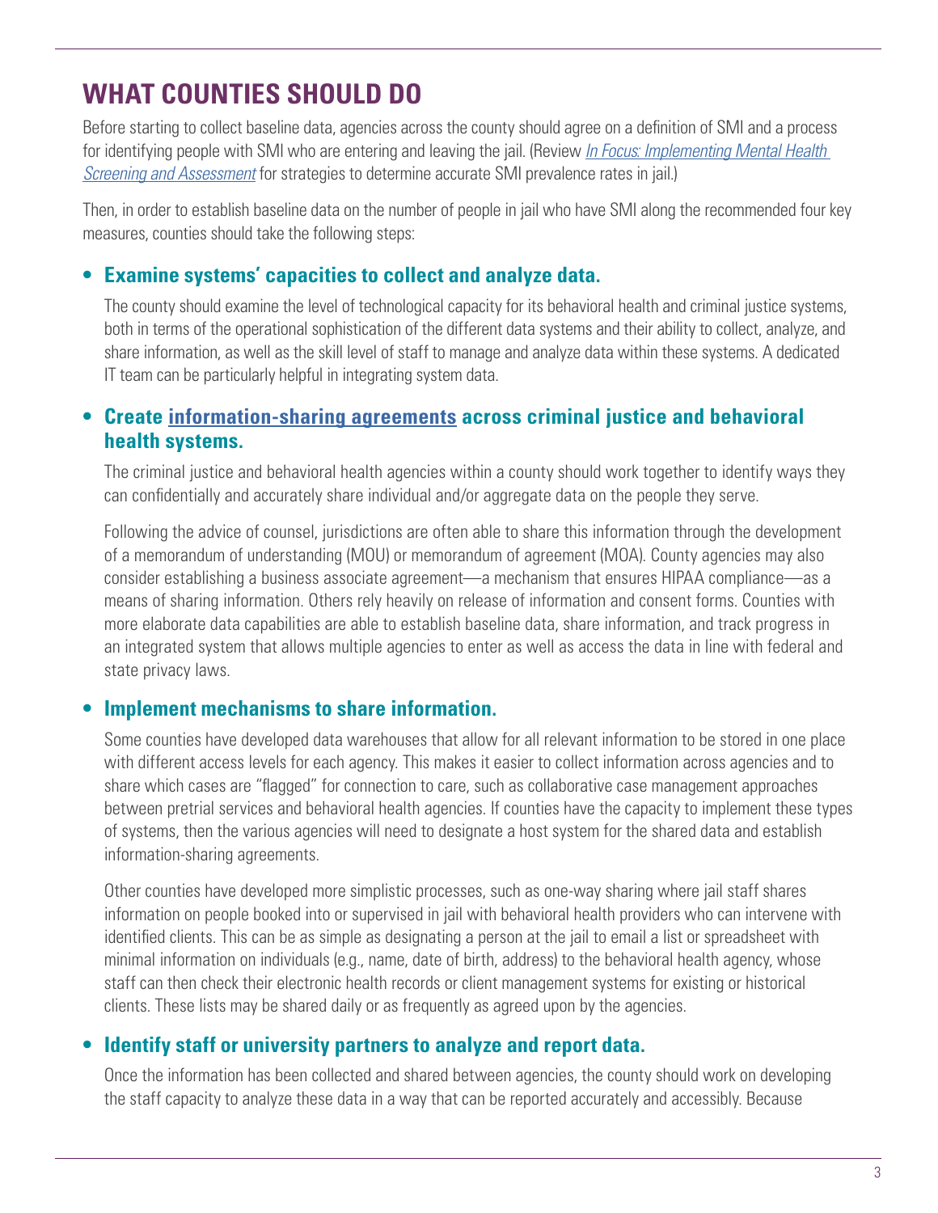## WHAT COUNTIES SHOULD DO

Before starting to collect baseline data, agencies across the county should agree on a definition of SMI and a process for identifying people with SMI who are entering and leaving the jail. (Review *In Focus: Implementing Mental Health Screening and Assessment* for strategies to determine accurate SMI prevalence rates in jail.)

Then, in order to establish baseline data on the number of people in jail who have SMI along the recommended four key measures, counties should take the following steps:

- **Examine systems' capacities to collect and analyze data.**

  The county should examine the level of technological capacity for its behavioral health and criminal justice systems, both in terms of the operational sophistication of the different data systems and their ability to collect, analyze, and share information, as well as the skill level of staff to manage and analyze data within these systems. A dedicated IT team can be particularly helpful in integrating system data.

- **Create information-sharing agreements across criminal justice and behavioral health systems.**

  The criminal justice and behavioral health agencies within a county should work together to identify ways they can confidentially and accurately share individual and/or aggregate data on the people they serve.

  Following the advice of counsel, jurisdictions are often able to share this information through the development of a memorandum of understanding (MOU) or memorandum of agreement (MOA). County agencies may also consider establishing a business associate agreement—a mechanism that ensures HIPAA compliance—as a means of sharing information. Others rely heavily on release of information and consent forms. Counties with more elaborate data capabilities are able to establish baseline data, share information, and track progress in an integrated system that allows multiple agencies to enter as well as access the data in line with federal and state privacy laws.

- **Implement mechanisms to share information.**

  Some counties have developed data warehouses that allow for all relevant information to be stored in one place with different access levels for each agency. This makes it easier to collect information across agencies and to share which cases are "flagged" for connection to care, such as collaborative case management approaches between pretrial services and behavioral health agencies. If counties have the capacity to implement these types of systems, then the various agencies will need to designate a host system for the shared data and establish information-sharing agreements.

  Other counties have developed more simplistic processes, such as one-way sharing where jail staff shares information on people booked into or supervised in jail with behavioral health providers who can intervene with identified clients. This can be as simple as designating a person at the jail to email a list or spreadsheet with minimal information on individuals (e.g., name, date of birth, address) to the behavioral health agency, whose staff can then check their electronic health records or client management systems for existing or historical clients. These lists may be shared daily or as frequently as agreed upon by the agencies.

- **Identify staff or university partners to analyze and report data.**

  Once the information has been collected and shared between agencies, the county should work on developing the staff capacity to analyze these data in a way that can be reported accurately and accessibly. Because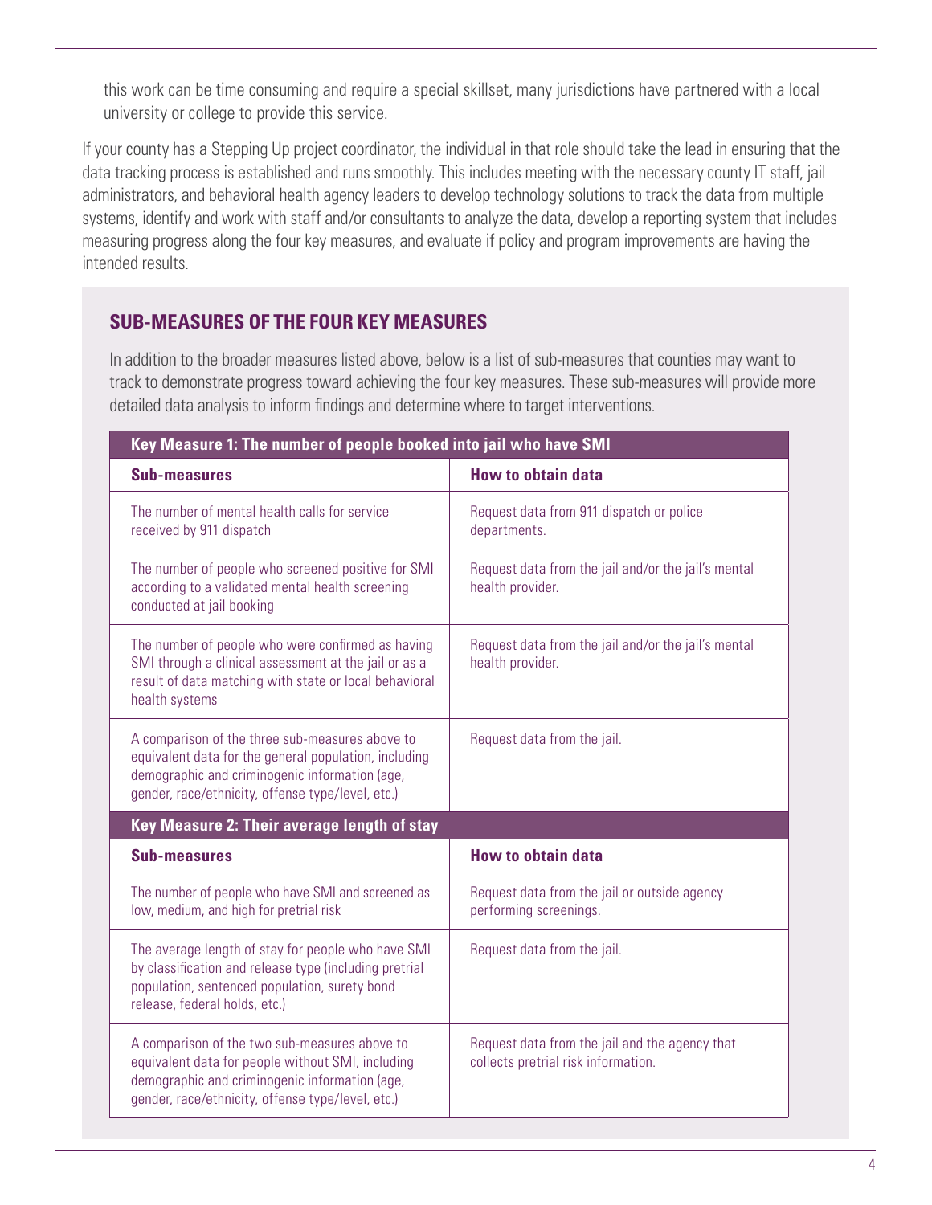this work can be time consuming and require a special skillset, many jurisdictions have partnered with a local university or college to provide this service.

If your county has a Stepping Up project coordinator, the individual in that role should take the lead in ensuring that the data tracking process is established and runs smoothly. This includes meeting with the necessary county IT staff, jail administrators, and behavioral health agency leaders to develop technology solutions to track the data from multiple systems, identify and work with staff and/or consultants to analyze the data, develop a reporting system that includes measuring progress along the four key measures, and evaluate if policy and program improvements are having the intended results.

## SUB-MEASURES OF THE FOUR KEY MEASURES

In addition to the broader measures listed above, below is a list of sub-measures that counties may want to track to demonstrate progress toward achieving the four key measures. These sub-measures will provide more detailed data analysis to inform findings and determine where to target interventions.

| **Key Measure 1: The number of people booked into jail who have SMI** | |
|---|---|
| **Sub-measures** | **How to obtain data** |
| The number of mental health calls for service received by 911 dispatch | Request data from 911 dispatch or police departments. |
| The number of people who screened positive for SMI according to a validated mental health screening conducted at jail booking | Request data from the jail and/or the jail's mental health provider. |
| The number of people who were confirmed as having SMI through a clinical assessment at the jail or as a result of data matching with state or local behavioral health systems | Request data from the jail and/or the jail's mental health provider. |
| A comparison of the three sub-measures above to equivalent data for the general population, including demographic and criminogenic information (age, gender, race/ethnicity, offense type/level, etc.) | Request data from the jail. |
| **Key Measure 2: Their average length of stay** | |
| **Sub-measures** | **How to obtain data** |
| The number of people who have SMI and screened as low, medium, and high for pretrial risk | Request data from the jail or outside agency performing screenings. |
| The average length of stay for people who have SMI by classification and release type (including pretrial population, sentenced population, surety bond release, federal holds, etc.) | Request data from the jail. |
| A comparison of the two sub-measures above to equivalent data for people without SMI, including demographic and criminogenic information (age, gender, race/ethnicity, offense type/level, etc.) | Request data from the jail and the agency that collects pretrial risk information. |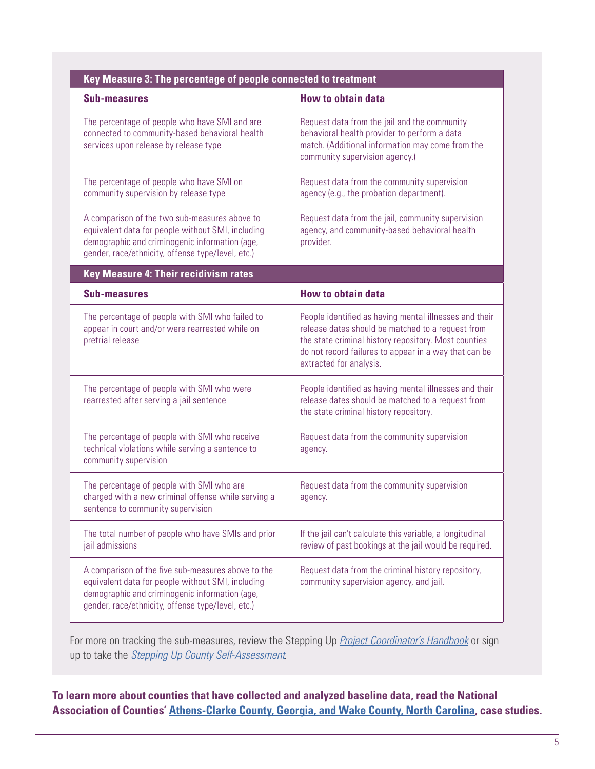| Key Measure 3: The percentage of people connected to treatment | |
|---|---|
| **Sub-measures** | **How to obtain data** |
| The percentage of people who have SMI and are connected to community-based behavioral health services upon release by release type | Request data from the jail and the community behavioral health provider to perform a data match. (Additional information may come from the community supervision agency.) |
| The percentage of people who have SMI on community supervision by release type | Request data from the community supervision agency (e.g., the probation department). |
| A comparison of the two sub-measures above to equivalent data for people without SMI, including demographic and criminogenic information (age, gender, race/ethnicity, offense type/level, etc.) | Request data from the jail, community supervision agency, and community-based behavioral health provider. |

| Key Measure 4: Their recidivism rates | |
|---|---|
| **Sub-measures** | **How to obtain data** |
| The percentage of people with SMI who failed to appear in court and/or were rearrested while on pretrial release | People identified as having mental illnesses and their release dates should be matched to a request from the state criminal history repository. Most counties do not record failures to appear in a way that can be extracted for analysis. |
| The percentage of people with SMI who were rearrested after serving a jail sentence | People identified as having mental illnesses and their release dates should be matched to a request from the state criminal history repository. |
| The percentage of people with SMI who receive technical violations while serving a sentence to community supervision | Request data from the community supervision agency. |
| The percentage of people with SMI who are charged with a new criminal offense while serving a sentence to community supervision | Request data from the community supervision agency. |
| The total number of people who have SMIs and prior jail admissions | If the jail can't calculate this variable, a longitudinal review of past bookings at the jail would be required. |
| A comparison of the five sub-measures above to the equivalent data for people without SMI, including demographic and criminogenic information (age, gender, race/ethnicity, offense type/level, etc.) | Request data from the criminal history repository, community supervision agency, and jail. |

For more on tracking the sub-measures, review the Stepping Up *Project Coordinator's Handbook* or sign up to take the *Stepping Up County Self-Assessment*.

**To learn more about counties that have collected and analyzed baseline data, read the National Association of Counties' Athens-Clarke County, Georgia, and Wake County, North Carolina, case studies.**